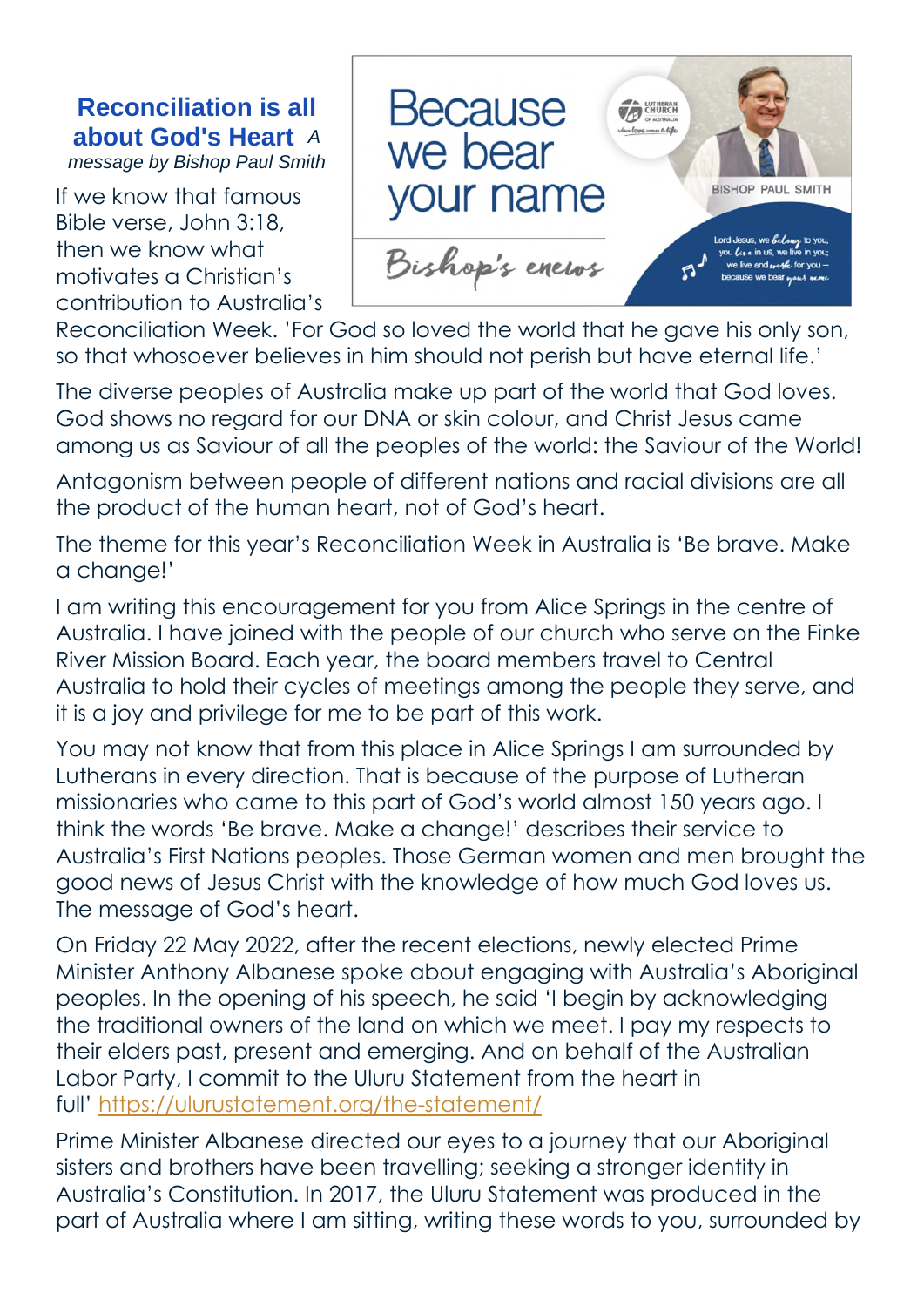## Reconciliation is all about God's Heart

*A message by Bishop Paul Smith*

Because we bear your name

Bishop's enews

BISHOP PAUL SMITH

Lord Jesus, we belong to you, you live in us, we live in you; we live and work for you – because we bear your name

If we know that famous Bible verse, John 3:18, then we know what motivates a Christian's contribution to Australia's Reconciliation Week. 'For God so loved the world that he gave his only son, so that whosoever believes in him should not perish but have eternal life.'

The diverse peoples of Australia make up part of the world that God loves. God shows no regard for our DNA or skin colour, and Christ Jesus came among us as Saviour of all the peoples of the world: the Saviour of the World!

Antagonism between people of different nations and racial divisions are all the product of the human heart, not of God's heart.

The theme for this year's Reconciliation Week in Australia is 'Be brave. Make a change!'

I am writing this encouragement for you from Alice Springs in the centre of Australia. I have joined with the people of our church who serve on the Finke River Mission Board. Each year, the board members travel to Central Australia to hold their cycles of meetings among the people they serve, and it is a joy and privilege for me to be part of this work.

You may not know that from this place in Alice Springs I am surrounded by Lutherans in every direction. That is because of the purpose of Lutheran missionaries who came to this part of God's world almost 150 years ago. I think the words 'Be brave. Make a change!' describes their service to Australia's First Nations peoples. Those German women and men brought the good news of Jesus Christ with the knowledge of how much God loves us. The message of God's heart.

On Friday 22 May 2022, after the recent elections, newly elected Prime Minister Anthony Albanese spoke about engaging with Australia's Aboriginal peoples. In the opening of his speech, he said 'I begin by acknowledging the traditional owners of the land on which we meet. I pay my respects to their elders past, present and emerging. And on behalf of the Australian Labor Party, I commit to the Uluru Statement from the heart in full' https://ulurustatement.org/the-statement/

Prime Minister Albanese directed our eyes to a journey that our Aboriginal sisters and brothers have been travelling; seeking a stronger identity in Australia's Constitution. In 2017, the Uluru Statement was produced in the part of Australia where I am sitting, writing these words to you, surrounded by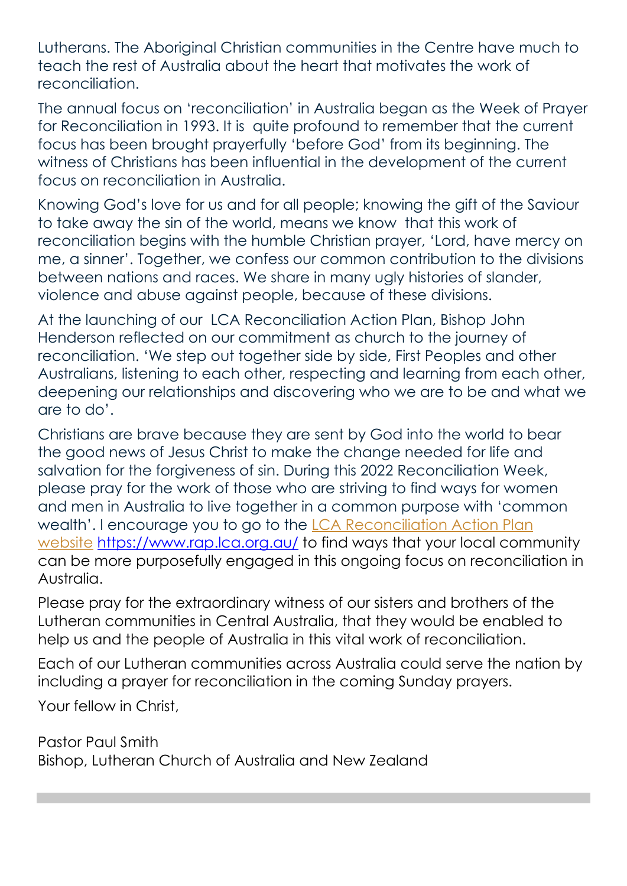Lutherans. The Aboriginal Christian communities in the Centre have much to teach the rest of Australia about the heart that motivates the work of reconciliation.

The annual focus on 'reconciliation' in Australia began as the Week of Prayer for Reconciliation in 1993. It is quite profound to remember that the current focus has been brought prayerfully 'before God' from its beginning. The witness of Christians has been influential in the development of the current focus on reconciliation in Australia.

Knowing God's love for us and for all people; knowing the gift of the Saviour to take away the sin of the world, means we know that this work of reconciliation begins with the humble Christian prayer, 'Lord, have mercy on me, a sinner'. Together, we confess our common contribution to the divisions between nations and races. We share in many ugly histories of slander, violence and abuse against people, because of these divisions.

At the launching of our LCA Reconciliation Action Plan, Bishop John Henderson reflected on our commitment as church to the journey of reconciliation. 'We step out together side by side, First Peoples and other Australians, listening to each other, respecting and learning from each other, deepening our relationships and discovering who we are to be and what we are to do'.

Christians are brave because they are sent by God into the world to bear the good news of Jesus Christ to make the change needed for life and salvation for the forgiveness of sin. During this 2022 Reconciliation Week, please pray for the work of those who are striving to find ways for women and men in Australia to live together in a common purpose with 'common wealth'. I encourage you to go to the [LCA Reconciliation Action Plan website](https://www.rap.lca.org.au/) https://www.rap.lca.org.au/ to find ways that your local community can be more purposefully engaged in this ongoing focus on reconciliation in Australia.

Please pray for the extraordinary witness of our sisters and brothers of the Lutheran communities in Central Australia, that they would be enabled to help us and the people of Australia in this vital work of reconciliation.

Each of our Lutheran communities across Australia could serve the nation by including a prayer for reconciliation in the coming Sunday prayers.

Your fellow in Christ,

Pastor Paul Smith
Bishop, Lutheran Church of Australia and New Zealand